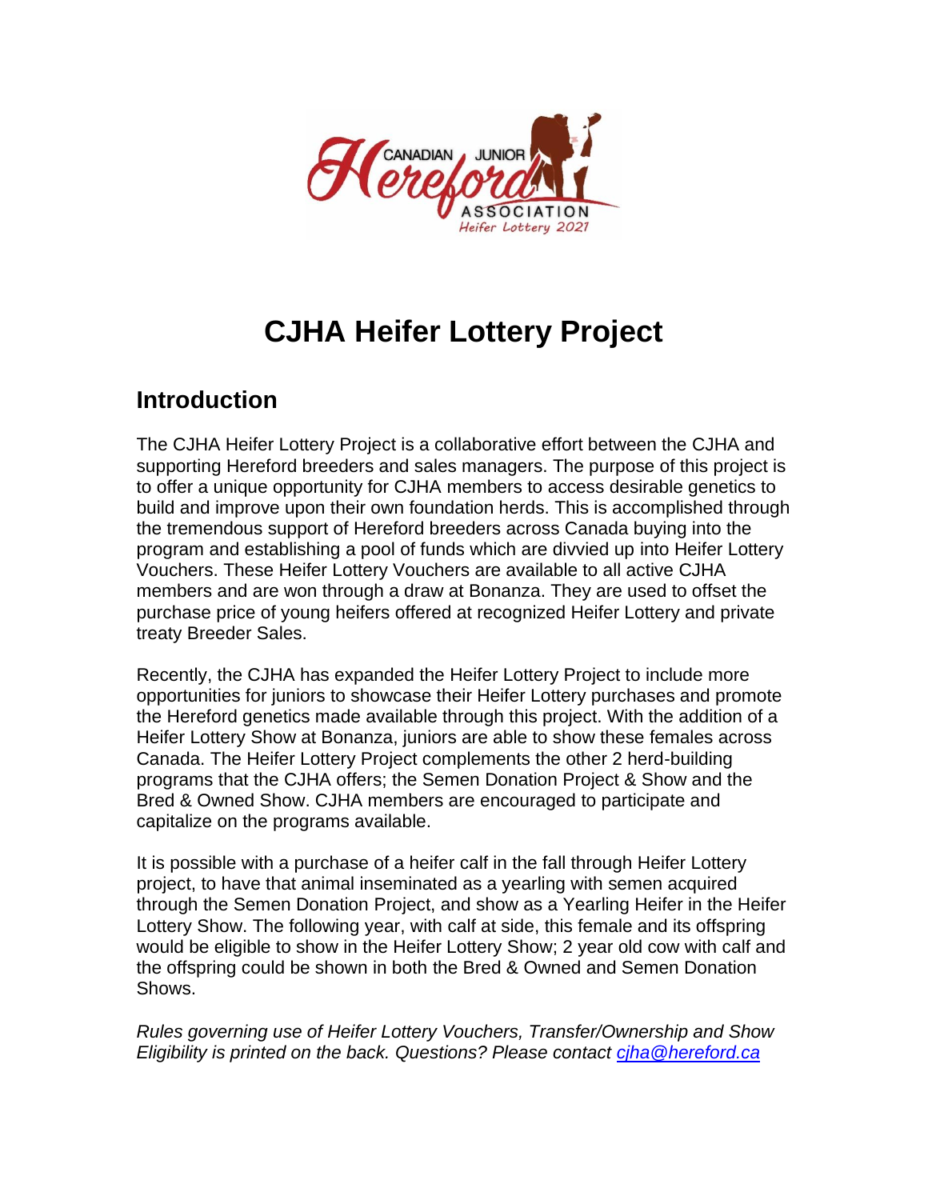# CJHA Heifer Lottery Project

## Introduction

The CJHA Heifer Lottery Project is a collaborative effort between the CJHA and supporting Hereford breeders and sales managers. The purpose of this project is to offer a unique opportunity for CJHA members to access desirable genetics to build and improve upon their own foundation herds. This is accomplished through the tremendous support of Hereford breeders across Canada buying into the program and establishing a pool of funds which are divvied up into Heifer Lottery Vouchers. These Heifer Lottery Vouchers are available to all active CJHA members and are won through a draw at Bonanza. They are used to offset the purchase price of young heifers offered at recognized Heifer Lottery and private treaty Breeder Sales.

Recently, the CJHA has expanded the Heifer Lottery Project to include more opportunities for juniors to showcase their Heifer Lottery purchases and promote the Hereford genetics made available through this project. With the addition of a Heifer Lottery Show at Bonanza, juniors are able to show these females across Canada. The Heifer Lottery Project complements the other 2 herd-building programs that the CJHA offers; the Semen Donation Project & Show and the Bred & Owned Show. CJHA members are encouraged to participate and capitalize on the programs available.

It is possible with a purchase of a heifer calf in the fall through Heifer Lottery project, to have that animal inseminated as a yearling with semen acquired through the Semen Donation Project, and show as a Yearling Heifer in the Heifer Lottery Show. The following year, with calf at side, this female and its offspring would be eligible to show in the Heifer Lottery Show; 2 year old cow with calf and the offspring could be shown in both the Bred & Owned and Semen Donation Shows.

*Rules governing use of Heifer Lottery Vouchers, Transfer/Ownership and Show Eligibility is printed on the back. Questions? Please contact [cjha@hereford.ca](mailto:cjha@hereford.ca)*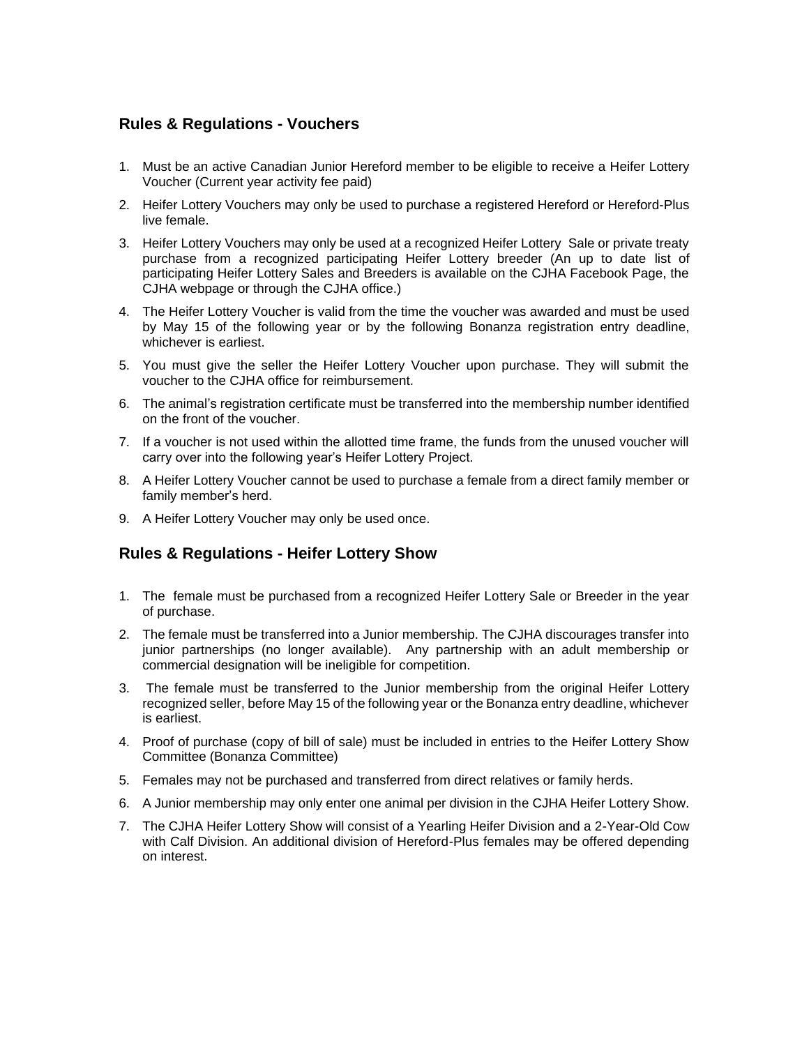## Rules & Regulations - Vouchers

1. Must be an active Canadian Junior Hereford member to be eligible to receive a Heifer Lottery Voucher (Current year activity fee paid)
2. Heifer Lottery Vouchers may only be used to purchase a registered Hereford or Hereford-Plus live female.
3. Heifer Lottery Vouchers may only be used at a recognized Heifer Lottery Sale or private treaty purchase from a recognized participating Heifer Lottery breeder (An up to date list of participating Heifer Lottery Sales and Breeders is available on the CJHA Facebook Page, the CJHA webpage or through the CJHA office.)
4. The Heifer Lottery Voucher is valid from the time the voucher was awarded and must be used by May 15 of the following year or by the following Bonanza registration entry deadline, whichever is earliest.
5. You must give the seller the Heifer Lottery Voucher upon purchase. They will submit the voucher to the CJHA office for reimbursement.
6. The animal's registration certificate must be transferred into the membership number identified on the front of the voucher.
7. If a voucher is not used within the allotted time frame, the funds from the unused voucher will carry over into the following year's Heifer Lottery Project.
8. A Heifer Lottery Voucher cannot be used to purchase a female from a direct family member or family member's herd.
9. A Heifer Lottery Voucher may only be used once.

## Rules & Regulations - Heifer Lottery Show

1. The female must be purchased from a recognized Heifer Lottery Sale or Breeder in the year of purchase.
2. The female must be transferred into a Junior membership. The CJHA discourages transfer into junior partnerships (no longer available). Any partnership with an adult membership or commercial designation will be ineligible for competition.
3. The female must be transferred to the Junior membership from the original Heifer Lottery recognized seller, before May 15 of the following year or the Bonanza entry deadline, whichever is earliest.
4. Proof of purchase (copy of bill of sale) must be included in entries to the Heifer Lottery Show Committee (Bonanza Committee)
5. Females may not be purchased and transferred from direct relatives or family herds.
6. A Junior membership may only enter one animal per division in the CJHA Heifer Lottery Show.
7. The CJHA Heifer Lottery Show will consist of a Yearling Heifer Division and a 2-Year-Old Cow with Calf Division. An additional division of Hereford-Plus females may be offered depending on interest.